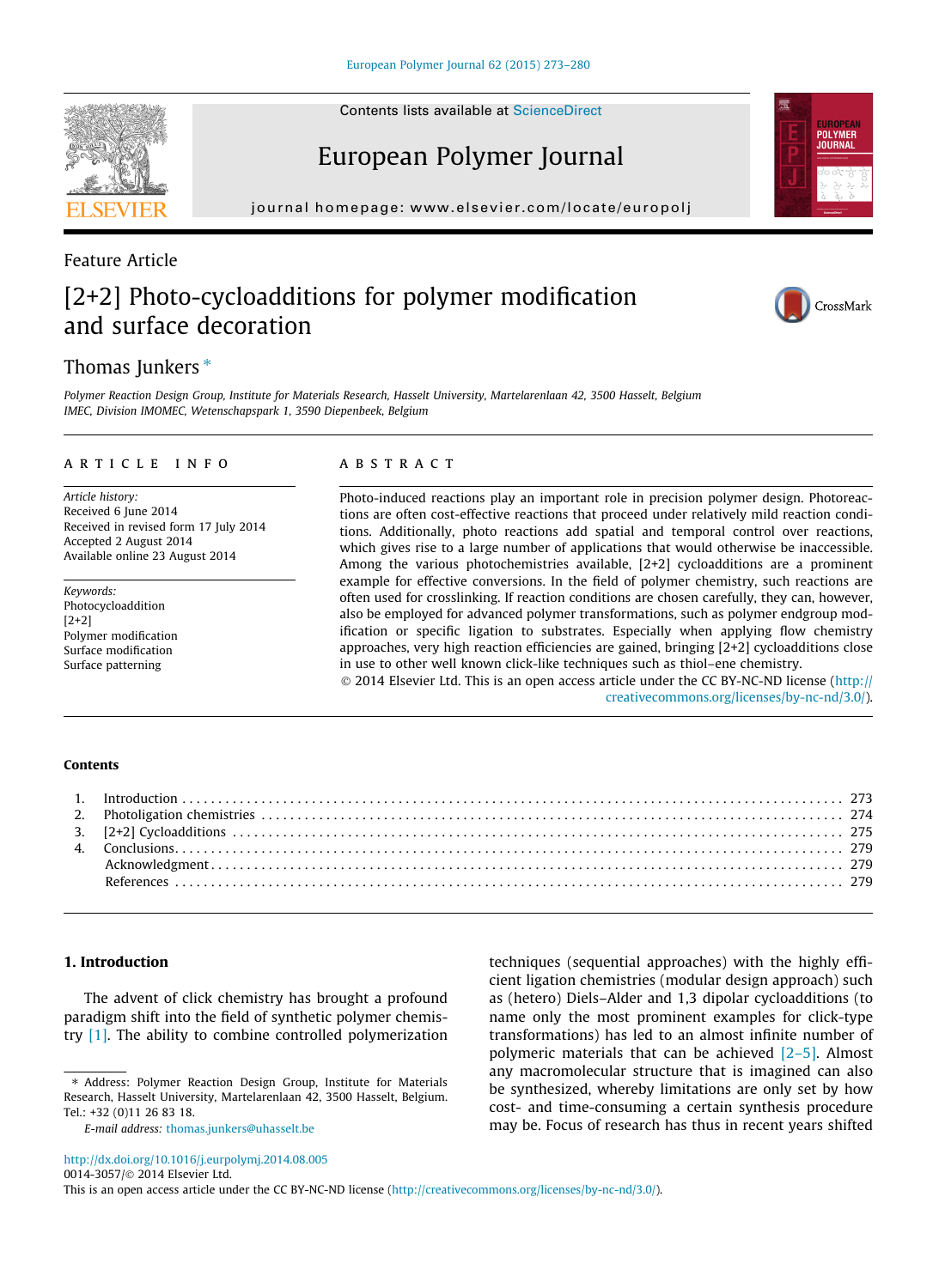Feature Article

# [2+2] Photo-cycloadditions for polymer modification and surface decoration

Thomas Junkers *

*Polymer Reaction Design Group, Institute for Materials Research, Hasselt University, Martelarenlaan 42, 3500 Hasselt, Belgium*
*IMEC, Division IMOMEC, Wetenschapspark 1, 3590 Diepenbeek, Belgium*

## ARTICLE INFO

*Article history:*
Received 6 June 2014
Received in revised form 17 July 2014
Accepted 2 August 2014
Available online 23 August 2014

*Keywords:*
Photocycloaddition
[2+2]
Polymer modification
Surface modification
Surface patterning

## ABSTRACT

Photo-induced reactions play an important role in precision polymer design. Photoreactions are often cost-effective reactions that proceed under relatively mild reaction conditions. Additionally, photo reactions add spatial and temporal control over reactions, which gives rise to a large number of applications that would otherwise be inaccessible. Among the various photochemistries available, [2+2] cycloadditions are a prominent example for effective conversions. In the field of polymer chemistry, such reactions are often used for crosslinking. If reaction conditions are chosen carefully, they can, however, also be employed for advanced polymer transformations, such as polymer endgroup modification or specific ligation to substrates. Especially when applying flow chemistry approaches, very high reaction efficiencies are gained, bringing [2+2] cycloadditions close in use to other well known click-like techniques such as thiol–ene chemistry.

© 2014 Elsevier Ltd. This is an open access article under the CC BY-NC-ND license (http://creativecommons.org/licenses/by-nc-nd/3.0/).

## Contents

1. Introduction . . . 273
2. Photoligation chemistries . . . 274
3. [2+2] Cycloadditions . . . 275
4. Conclusions . . . 279
   Acknowledgment . . . 279
   References . . . 279

## 1. Introduction

The advent of click chemistry has brought a profound paradigm shift into the field of synthetic polymer chemistry [1]. The ability to combine controlled polymerization techniques (sequential approaches) with the highly efficient ligation chemistries (modular design approach) such as (hetero) Diels–Alder and 1,3 dipolar cycloadditions (to name only the most prominent examples for click-type transformations) has led to an almost infinite number of polymeric materials that can be achieved [2–5]. Almost any macromolecular structure that is imagined can also be synthesized, whereby limitations are only set by how cost- and time-consuming a certain synthesis procedure may be. Focus of research has thus in recent years shifted

* Address: Polymer Reaction Design Group, Institute for Materials Research, Hasselt University, Martelarenlaan 42, 3500 Hasselt, Belgium. Tel.: +32 (0)11 26 83 18.
*E-mail address:* thomas.junkers@uhasselt.be

http://dx.doi.org/10.1016/j.eurpolymj.2014.08.005
0014-3057/© 2014 Elsevier Ltd.
This is an open access article under the CC BY-NC-ND license (http://creativecommons.org/licenses/by-nc-nd/3.0/).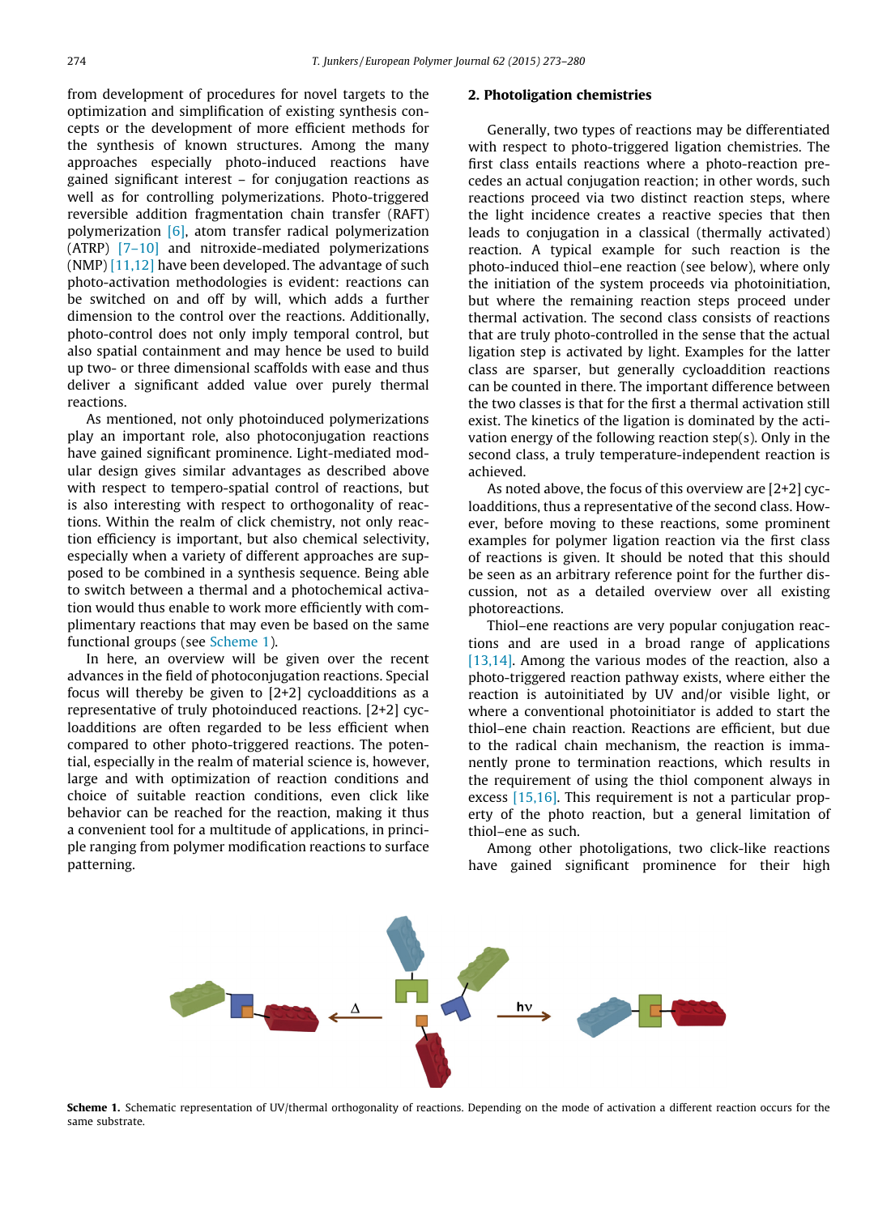from development of procedures for novel targets to the optimization and simplification of existing synthesis concepts or the development of more efficient methods for the synthesis of known structures. Among the many approaches especially photo-induced reactions have gained significant interest – for conjugation reactions as well as for controlling polymerizations. Photo-triggered reversible addition fragmentation chain transfer (RAFT) polymerization [6], atom transfer radical polymerization (ATRP) [7–10] and nitroxide-mediated polymerizations (NMP) [11,12] have been developed. The advantage of such photo-activation methodologies is evident: reactions can be switched on and off by will, which adds a further dimension to the control over the reactions. Additionally, photo-control does not only imply temporal control, but also spatial containment and may hence be used to build up two- or three dimensional scaffolds with ease and thus deliver a significant added value over purely thermal reactions.

As mentioned, not only photoinduced polymerizations play an important role, also photoconjugation reactions have gained significant prominence. Light-mediated modular design gives similar advantages as described above with respect to tempero-spatial control of reactions, but is also interesting with respect to orthogonality of reactions. Within the realm of click chemistry, not only reaction efficiency is important, but also chemical selectivity, especially when a variety of different approaches are supposed to be combined in a synthesis sequence. Being able to switch between a thermal and a photochemical activation would thus enable to work more efficiently with complimentary reactions that may even be based on the same functional groups (see Scheme 1).

In here, an overview will be given over the recent advances in the field of photoconjugation reactions. Special focus will thereby be given to [2+2] cycloadditions as a representative of truly photoinduced reactions. [2+2] cycloadditions are often regarded to be less efficient when compared to other photo-triggered reactions. The potential, especially in the realm of material science is, however, large and with optimization of reaction conditions and choice of suitable reaction conditions, even click like behavior can be reached for the reaction, making it thus a convenient tool for a multitude of applications, in principle ranging from polymer modification reactions to surface patterning.

## 2. Photoligation chemistries

Generally, two types of reactions may be differentiated with respect to photo-triggered ligation chemistries. The first class entails reactions where a photo-reaction precedes an actual conjugation reaction; in other words, such reactions proceed via two distinct reaction steps, where the light incidence creates a reactive species that then leads to conjugation in a classical (thermally activated) reaction. A typical example for such reaction is the photo-induced thiol–ene reaction (see below), where only the initiation of the system proceeds via photoinitiation, but where the remaining reaction steps proceed under thermal activation. The second class consists of reactions that are truly photo-controlled in the sense that the actual ligation step is activated by light. Examples for the latter class are sparser, but generally cycloaddition reactions can be counted in there. The important difference between the two classes is that for the first a thermal activation still exist. The kinetics of the ligation is dominated by the activation energy of the following reaction step(s). Only in the second class, a truly temperature-independent reaction is achieved.

As noted above, the focus of this overview are [2+2] cycloadditions, thus a representative of the second class. However, before moving to these reactions, some prominent examples for polymer ligation reaction via the first class of reactions is given. It should be noted that this should be seen as an arbitrary reference point for the further discussion, not as a detailed overview over all existing photoreactions.

Thiol–ene reactions are very popular conjugation reactions and are used in a broad range of applications [13,14]. Among the various modes of the reaction, also a photo-triggered reaction pathway exists, where either the reaction is autoinitiated by UV and/or visible light, or where a conventional photoinitiator is added to start the thiol–ene chain reaction. Reactions are efficient, but due to the radical chain mechanism, the reaction is immanently prone to termination reactions, which results in the requirement of using the thiol component always in excess [15,16]. This requirement is not a particular property of the photo reaction, but a general limitation of thiol–ene as such.

Among other photoligations, two click-like reactions have gained significant prominence for their high

**Scheme 1.** Schematic representation of UV/thermal orthogonality of reactions. Depending on the mode of activation a different reaction occurs for the same substrate.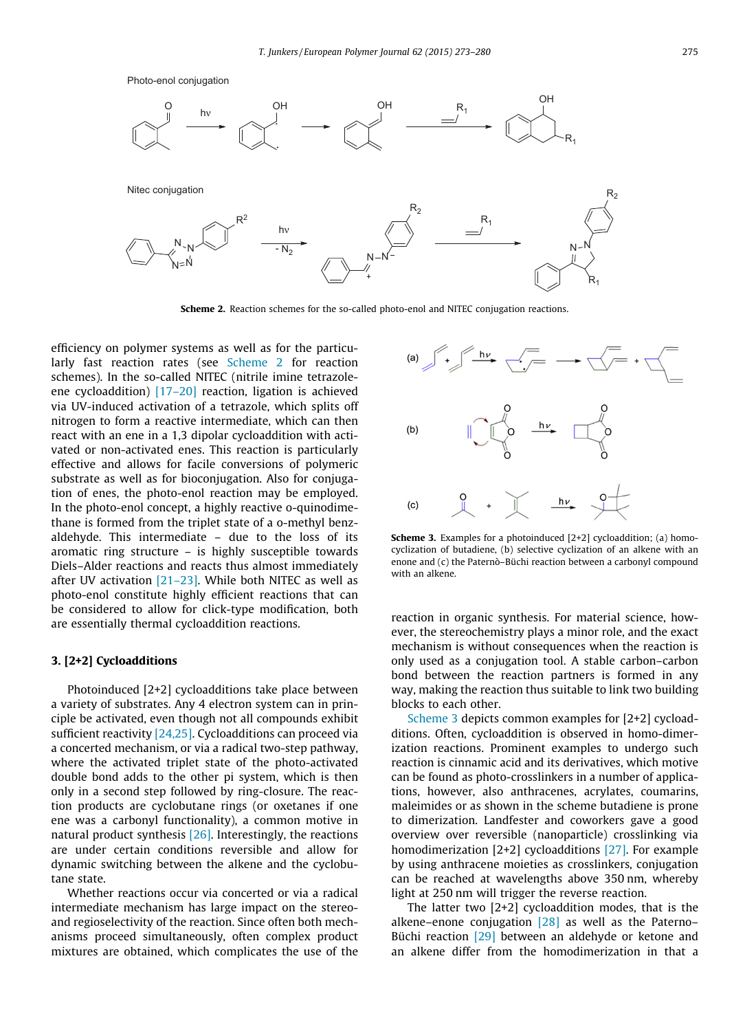Scheme 2. Reaction schemes for the so-called photo-enol and NITEC conjugation reactions.

efficiency on polymer systems as well as for the particularly fast reaction rates (see Scheme 2 for reaction schemes). In the so-called NITEC (nitrile imine tetrazole-ene cycloaddition) [17–20] reaction, ligation is achieved via UV-induced activation of a tetrazole, which splits off nitrogen to form a reactive intermediate, which can then react with an ene in a 1,3 dipolar cycloaddition with activated or non-activated enes. This reaction is particularly effective and allows for facile conversions of polymeric substrate as well as for bioconjugation. Also for conjugation of enes, the photo-enol reaction may be employed. In the photo-enol concept, a highly reactive o-quinodimethane is formed from the triplet state of a o-methyl benzaldehyde. This intermediate – due to the loss of its aromatic ring structure – is highly susceptible towards Diels–Alder reactions and reacts thus almost immediately after UV activation [21–23]. While both NITEC as well as photo-enol constitute highly efficient reactions that can be considered to allow for click-type modification, both are essentially thermal cycloaddition reactions.

## 3. [2+2] Cycloadditions

Photoinduced [2+2] cycloadditions take place between a variety of substrates. Any 4 electron system can in principle be activated, even though not all compounds exhibit sufficient reactivity [24,25]. Cycloadditions can proceed via a concerted mechanism, or via a radical two-step pathway, where the activated triplet state of the photo-activated double bond adds to the other pi system, which is then only in a second step followed by ring-closure. The reaction products are cyclobutane rings (or oxetanes if one ene was a carbonyl functionality), a common motive in natural product synthesis [26]. Interestingly, the reactions are under certain conditions reversible and allow for dynamic switching between the alkene and the cyclobutane state.

Whether reactions occur via concerted or via a radical intermediate mechanism has large impact on the stereo- and regioselectivity of the reaction. Since often both mechanisms proceed simultaneously, often complex product mixtures are obtained, which complicates the use of the reaction in organic synthesis. For material science, however, the stereochemistry plays a minor role, and the exact mechanism is without consequences when the reaction is only used as a conjugation tool. A stable carbon–carbon bond between the reaction partners is formed in any way, making the reaction thus suitable to link two building blocks to each other.

Scheme 3. Examples for a photoinduced [2+2] cycloaddition; (a) homo-cyclization of butadiene, (b) selective cyclization of an alkene with an enone and (c) the Paternò–Büchi reaction between a carbonyl compound with an alkene.

Scheme 3 depicts common examples for [2+2] cycloadditions. Often, cycloaddition is observed in homo-dimerization reactions. Prominent examples to undergo such reaction is cinnamic acid and its derivatives, which motive can be found as photo-crosslinkers in a number of applications, however, also anthracenes, acrylates, coumarins, maleimides or as shown in the scheme butadiene is prone to dimerization. Landfester and coworkers gave a good overview over reversible (nanoparticle) crosslinking via homodimerization [2+2] cycloadditions [27]. For example by using anthracene moieties as crosslinkers, conjugation can be reached at wavelengths above 350 nm, whereby light at 250 nm will trigger the reverse reaction.

The latter two [2+2] cycloaddition modes, that is the alkene–enone conjugation [28] as well as the Paterno–Büchi reaction [29] between an aldehyde or ketone and an alkene differ from the homodimerization in that a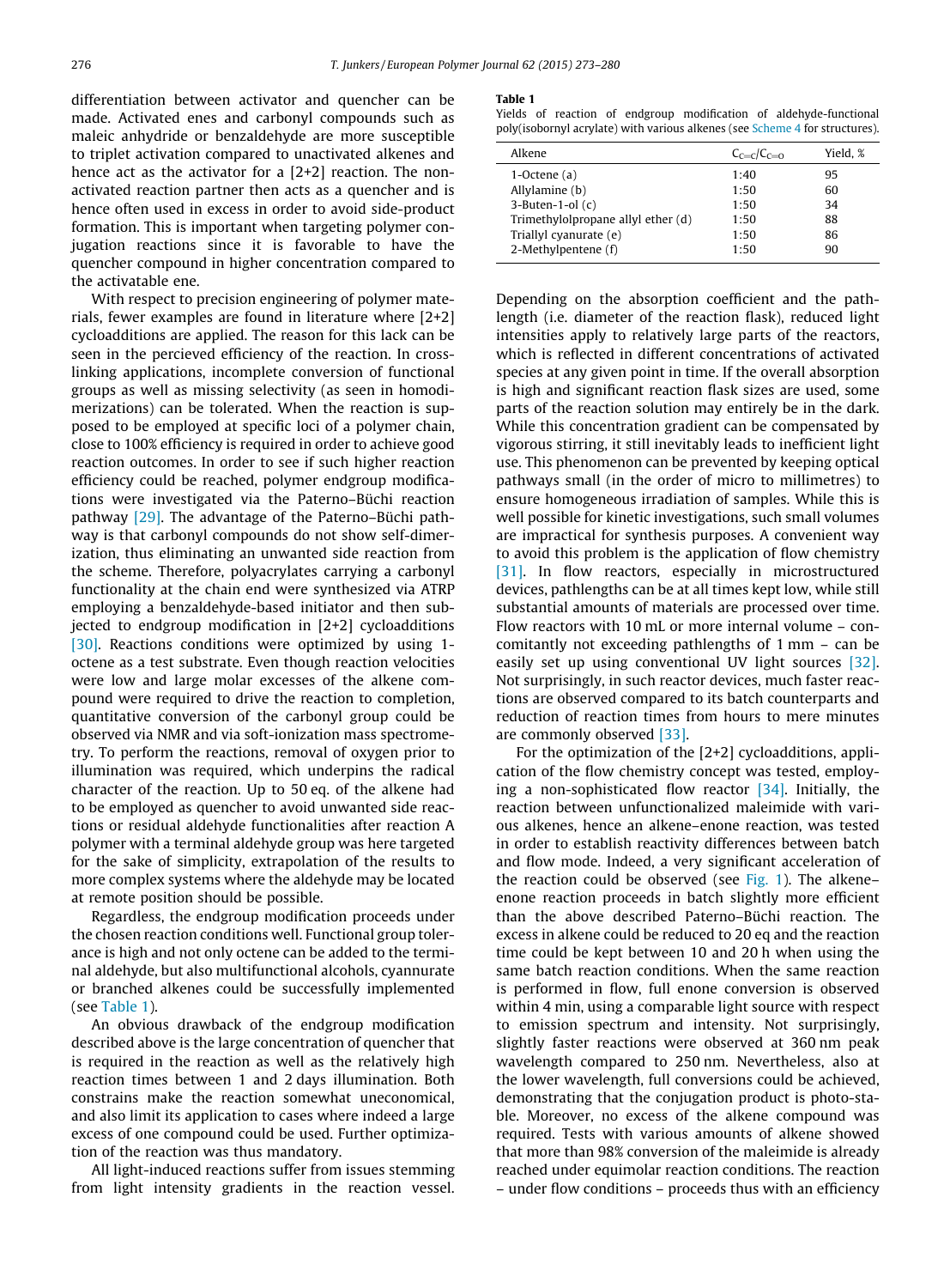differentiation between activator and quencher can be made. Activated enes and carbonyl compounds such as maleic anhydride or benzaldehyde are more susceptible to triplet activation compared to unactivated alkenes and hence act as the activator for a [2+2] reaction. The non-activated reaction partner then acts as a quencher and is hence often used in excess in order to avoid side-product formation. This is important when targeting polymer conjugation reactions since it is favorable to have the quencher compound in higher concentration compared to the activatable ene.

With respect to precision engineering of polymer materials, fewer examples are found in literature where [2+2] cycloadditions are applied. The reason for this lack can be seen in the percieved efficiency of the reaction. In cross-linking applications, incomplete conversion of functional groups as well as missing selectivity (as seen in homodimerizations) can be tolerated. When the reaction is supposed to be employed at specific loci of a polymer chain, close to 100% efficiency is required in order to achieve good reaction outcomes. In order to see if such higher reaction efficiency could be reached, polymer endgroup modifications were investigated via the Paterno–Büchi reaction pathway [29]. The advantage of the Paterno–Büchi pathway is that carbonyl compounds do not show self-dimerization, thus eliminating an unwanted side reaction from the scheme. Therefore, polyacrylates carrying a carbonyl functionality at the chain end were synthesized via ATRP employing a benzaldehyde-based initiator and then subjected to endgroup modification in [2+2] cycloadditions [30]. Reactions conditions were optimized by using 1-octene as a test substrate. Even though reaction velocities were low and large molar excesses of the alkene compound were required to drive the reaction to completion, quantitative conversion of the carbonyl group could be observed via NMR and via soft-ionization mass spectrometry. To perform the reactions, removal of oxygen prior to illumination was required, which underpins the radical character of the reaction. Up to 50 eq. of the alkene had to be employed as quencher to avoid unwanted side reactions or residual aldehyde functionalities after reaction A polymer with a terminal aldehyde group was here targeted for the sake of simplicity, extrapolation of the results to more complex systems where the aldehyde may be located at remote position should be possible.

Regardless, the endgroup modification proceeds under the chosen reaction conditions well. Functional group tolerance is high and not only octene can be added to the terminal aldehyde, but also multifunctional alcohols, cyannurate or branched alkenes could be successfully implemented (see Table 1).

**Table 1**
Yields of reaction of endgroup modification of aldehyde-functional poly(isobornyl acrylate) with various alkenes (see Scheme 4 for structures).

| Alkene | $C_{C=C}/C_{C=O}$ | Yield, % |
|---|---|---|
| 1-Octene (a) | 1:40 | 95 |
| Allylamine (b) | 1:50 | 60 |
| 3-Buten-1-ol (c) | 1:50 | 34 |
| Trimethylolpropane allyl ether (d) | 1:50 | 88 |
| Triallyl cyanurate (e) | 1:50 | 86 |
| 2-Methylpentene (f) | 1:50 | 90 |

An obvious drawback of the endgroup modification described above is the large concentration of quencher that is required in the reaction as well as the relatively high reaction times between 1 and 2 days illumination. Both constrains make the reaction somewhat uneconomical, and also limit its application to cases where indeed a large excess of one compound could be used. Further optimization of the reaction was thus mandatory.

All light-induced reactions suffer from issues stemming from light intensity gradients in the reaction vessel. Depending on the absorption coefficient and the pathlength (i.e. diameter of the reaction flask), reduced light intensities apply to relatively large parts of the reactors, which is reflected in different concentrations of activated species at any given point in time. If the overall absorption is high and significant reaction flask sizes are used, some parts of the reaction solution may entirely be in the dark. While this concentration gradient can be compensated by vigorous stirring, it still inevitably leads to inefficient light use. This phenomenon can be prevented by keeping optical pathways small (in the order of micro to millimetres) to ensure homogeneous irradiation of samples. While this is well possible for kinetic investigations, such small volumes are impractical for synthesis purposes. A convenient way to avoid this problem is the application of flow chemistry [31]. In flow reactors, especially in microstructured devices, pathlengths can be at all times kept low, while still substantial amounts of materials are processed over time. Flow reactors with 10 mL or more internal volume – concomitantly not exceeding pathlengths of 1 mm – can be easily set up using conventional UV light sources [32]. Not surprisingly, in such reactor devices, much faster reactions are observed compared to its batch counterparts and reduction of reaction times from hours to mere minutes are commonly observed [33].

For the optimization of the [2+2] cycloadditions, application of the flow chemistry concept was tested, employing a non-sophisticated flow reactor [34]. Initially, the reaction between unfunctionalized maleimide with various alkenes, hence an alkene–enone reaction, was tested in order to establish reactivity differences between batch and flow mode. Indeed, a very significant acceleration of the reaction could be observed (see Fig. 1). The alkene–enone reaction proceeds in batch slightly more efficient than the above described Paterno–Büchi reaction. The excess in alkene could be reduced to 20 eq and the reaction time could be kept between 10 and 20 h when using the same batch reaction conditions. When the same reaction is performed in flow, full enone conversion is observed within 4 min, using a comparable light source with respect to emission spectrum and intensity. Not surprisingly, slightly faster reactions were observed at 360 nm peak wavelength compared to 250 nm. Nevertheless, also at the lower wavelength, full conversions could be achieved, demonstrating that the conjugation product is photo-stable. Moreover, no excess of the alkene compound was required. Tests with various amounts of alkene showed that more than 98% conversion of the maleimide is already reached under equimolar reaction conditions. The reaction – under flow conditions – proceeds thus with an efficiency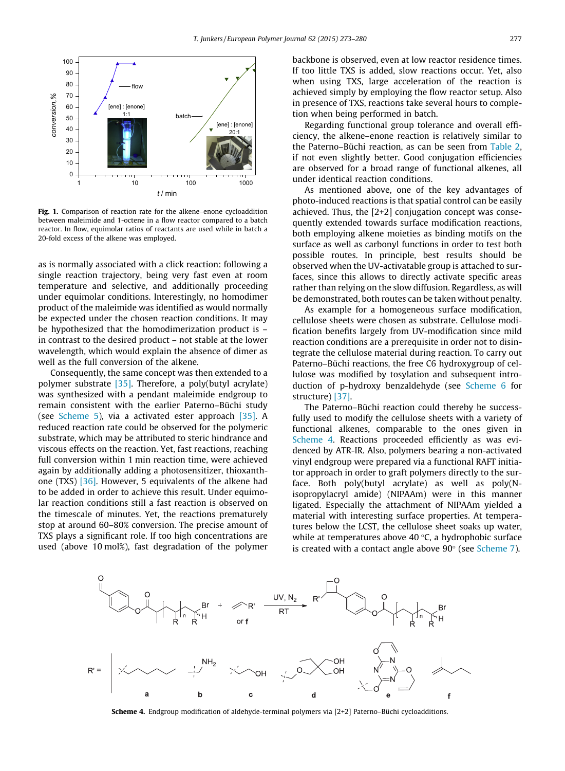Fig. 1. Comparison of reaction rate for the alkene–enone cycloaddition between maleimide and 1-octene in a flow reactor compared to a batch reactor. In flow, equimolar ratios of reactants are used while in batch a 20-fold excess of the alkene was employed.

as is normally associated with a click reaction: following a single reaction trajectory, being very fast even at room temperature and selective, and additionally proceeding under equimolar conditions. Interestingly, no homodimer product of the maleimide was identified as would normally be expected under the chosen reaction conditions. It may be hypothesized that the homodimerization product is – in contrast to the desired product – not stable at the lower wavelength, which would explain the absence of dimer as well as the full conversion of the alkene.

Consequently, the same concept was then extended to a polymer substrate [35]. Therefore, a poly(butyl acrylate) was synthesized with a pendant maleimide endgroup to remain consistent with the earlier Paterno–Büchi study (see Scheme 5), via a activated ester approach [35]. A reduced reaction rate could be observed for the polymeric substrate, which may be attributed to steric hindrance and viscous effects on the reaction. Yet, fast reactions, reaching full conversion within 1 min reaction time, were achieved again by additionally adding a photosensitizer, thioxanthone (TXS) [36]. However, 5 equivalents of the alkene had to be added in order to achieve this result. Under equimolar reaction conditions still a fast reaction is observed on the timescale of minutes. Yet, the reactions prematurely stop at around 60–80% conversion. The precise amount of TXS plays a significant role. If too high concentrations are used (above 10 mol%), fast degradation of the polymer backbone is observed, even at low reactor residence times. If too little TXS is added, slow reactions occur. Yet, also when using TXS, large acceleration of the reaction is achieved simply by employing the flow reactor setup. Also in presence of TXS, reactions take several hours to completion when being performed in batch.

Regarding functional group tolerance and overall efficiency, the alkene–enone reaction is relatively similar to the Paterno–Büchi reaction, as can be seen from Table 2, if not even slightly better. Good conjugation efficiencies are observed for a broad range of functional alkenes, all under identical reaction conditions.

As mentioned above, one of the key advantages of photo-induced reactions is that spatial control can be easily achieved. Thus, the [2+2] conjugation concept was consequently extended towards surface modification reactions, both employing alkene moieties as binding motifs on the surface as well as carbonyl functions in order to test both possible routes. In principle, best results should be observed when the UV-activatable group is attached to surfaces, since this allows to directly activate specific areas rather than relying on the slow diffusion. Regardless, as will be demonstrated, both routes can be taken without penalty.

As example for a homogeneous surface modification, cellulose sheets were chosen as substrate. Cellulose modification benefits largely from UV-modification since mild reaction conditions are a prerequisite in order not to disintegrate the cellulose material during reaction. To carry out Paterno–Büchi reactions, the free C6 hydroxygroup of cellulose was modified by tosylation and subsequent introduction of p-hydroxy benzaldehyde (see Scheme 6 for structure) [37].

The Paterno–Büchi reaction could thereby be successfully used to modify the cellulose sheets with a variety of functional alkenes, comparable to the ones given in Scheme 4. Reactions proceeded efficiently as was evidenced by ATR-IR. Also, polymers bearing a non-activated vinyl endgroup were prepared via a functional RAFT initiator approach in order to graft polymers directly to the surface. Both poly(butyl acrylate) as well as poly(N-isopropylacryl amide) (NIPAAm) were in this manner ligated. Especially the attachment of NIPAAm yielded a material with interesting surface properties. At temperatures below the LCST, the cellulose sheet soaks up water, while at temperatures above 40 °C, a hydrophobic surface is created with a contact angle above 90° (see Scheme 7).

Scheme 4. Endgroup modification of aldehyde-terminal polymers via [2+2] Paterno–Büchi cycloadditions.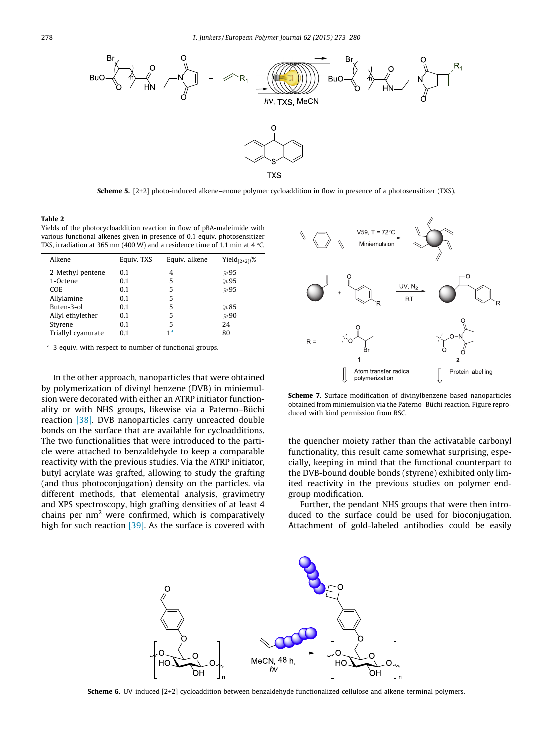**Scheme 5.** [2+2] photo-induced alkene–enone polymer cycloaddition in flow in presence of a photosensitizer (TXS).

**Table 2**
Yields of the photocycloaddition reaction in flow of pBA-maleimide with various functional alkenes given in presence of 0.1 equiv. photosensitizer TXS, irradiation at 365 nm (400 W) and a residence time of 1.1 min at 4 °C.

| Alkene | Equiv. TXS | Equiv. alkene | Yield$_{[2+2]}$/% |
|---|---|---|---|
| 2-Methyl pentene | 0.1 | 4 | ⩾95 |
| 1-Octene | 0.1 | 5 | ⩾95 |
| COE | 0.1 | 5 | ⩾95 |
| Allylamine | 0.1 | 5 | – |
| Buten-3-ol | 0.1 | 5 | ⩾85 |
| Allyl ethylether | 0.1 | 5 | ⩾90 |
| Styrene | 0.1 | 5 | 24 |
| Triallyl cyanurate | 0.1 | 1[a] | 80 |

[a] 3 equiv. with respect to number of functional groups.

In the other approach, nanoparticles that were obtained by polymerization of divinyl benzene (DVB) in miniemulsion were decorated with either an ATRP initiator functionality or with NHS groups, likewise via a Paterno–Büchi reaction [38]. DVB nanoparticles carry unreacted double bonds on the surface that are available for cycloadditions. The two functionalities that were introduced to the particle were attached to benzaldehyde to keep a comparable reactivity with the previous studies. Via the ATRP initiator, butyl acrylate was grafted, allowing to study the grafting (and thus photoconjugation) density on the particles. via different methods, that elemental analysis, gravimetry and XPS spectroscopy, high grafting densities of at least 4 chains per nm$^2$ were confirmed, which is comparatively high for such reaction [39]. As the surface is covered with the quencher moiety rather than the activatable carbonyl functionality, this result came somewhat surprising, especially, keeping in mind that the functional counterpart to the DVB-bound double bonds (styrene) exhibited only limited reactivity in the previous studies on polymer end-group modification.

**Scheme 7.** Surface modification of divinylbenzene based nanoparticles obtained from miniemulsion via the Paterno–Büchi reaction. Figure reproduced with kind permission from RSC.

Further, the pendant NHS groups that were then introduced to the surface could be used for bioconjugation. Attachment of gold-labeled antibodies could be easily

**Scheme 6.** UV-induced [2+2] cycloaddition between benzaldehyde functionalized cellulose and alkene-terminal polymers.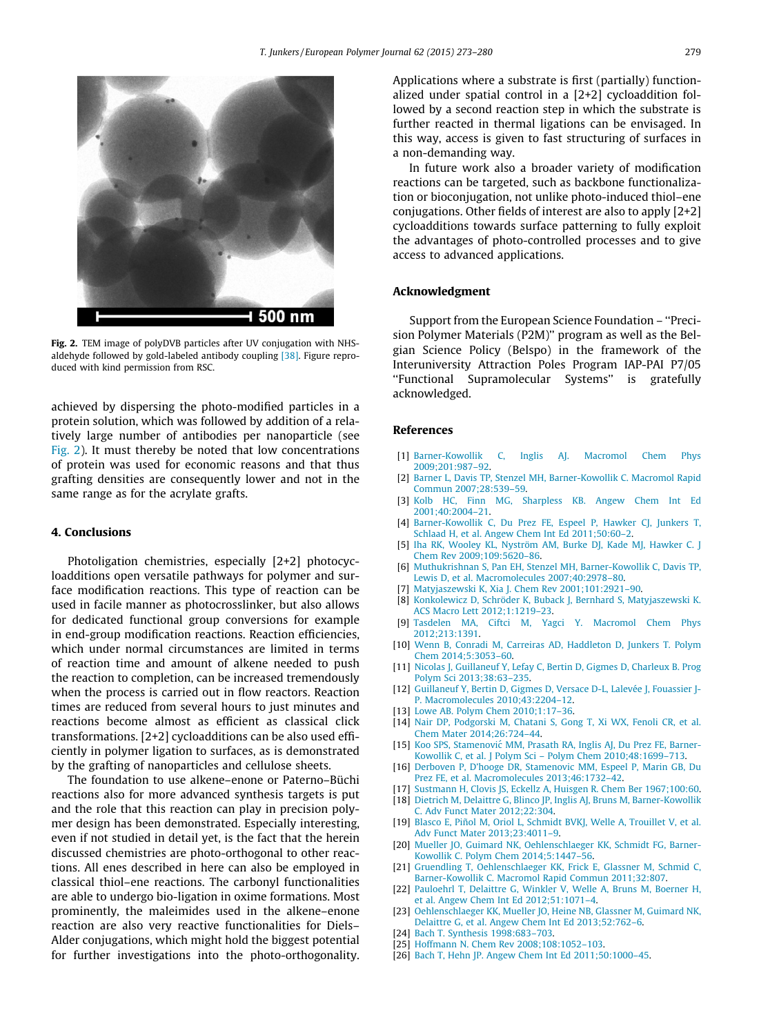Fig. 2. TEM image of polyDVB particles after UV conjugation with NHS-aldehyde followed by gold-labeled antibody coupling [38]. Figure reproduced with kind permission from RSC.

achieved by dispersing the photo-modified particles in a protein solution, which was followed by addition of a relatively large number of antibodies per nanoparticle (see Fig. 2). It must thereby be noted that low concentrations of protein was used for economic reasons and that thus grafting densities are consequently lower and not in the same range as for the acrylate grafts.

## 4. Conclusions

Photoligation chemistries, especially [2+2] photocycloadditions open versatile pathways for polymer and surface modification reactions. This type of reaction can be used in facile manner as photocrosslinker, but also allows for dedicated functional group conversions for example in end-group modification reactions. Reaction efficiencies, which under normal circumstances are limited in terms of reaction time and amount of alkene needed to push the reaction to completion, can be increased tremendously when the process is carried out in flow reactors. Reaction times are reduced from several hours to just minutes and reactions become almost as efficient as classical click transformations. [2+2] cycloadditions can be also used efficiently in polymer ligation to surfaces, as is demonstrated by the grafting of nanoparticles and cellulose sheets.

The foundation to use alkene–enone or Paterno–Büchi reactions also for more advanced synthesis targets is put and the role that this reaction can play in precision polymer design has been demonstrated. Especially interesting, even if not studied in detail yet, is the fact that the herein discussed chemistries are photo-orthogonal to other reactions. All enes described in here can also be employed in classical thiol–ene reactions. The carbonyl functionalities are able to undergo bio-ligation in oxime formations. Most prominently, the maleimides used in the alkene–enone reaction are also very reactive functionalities for Diels–Alder conjugations, which might hold the biggest potential for further investigations into the photo-orthogonality. Applications where a substrate is first (partially) functionalized under spatial control in a [2+2] cycloaddition followed by a second reaction step in which the substrate is further reacted in thermal ligations can be envisaged. In this way, access is given to fast structuring of surfaces in a non-demanding way.

In future work also a broader variety of modification reactions can be targeted, such as backbone functionalization or bioconjugation, not unlike photo-induced thiol–ene conjugations. Other fields of interest are also to apply [2+2] cycloadditions towards surface patterning to fully exploit the advantages of photo-controlled processes and to give access to advanced applications.

## Acknowledgment

Support from the European Science Foundation – "Precision Polymer Materials (P2M)" program as well as the Belgian Science Policy (Belspo) in the framework of the Interuniversity Attraction Poles Program IAP-PAI P7/05 "Functional Supramolecular Systems" is gratefully acknowledged.

## References

[1] Barner-Kowollik C, Inglis AJ. Macromol Chem Phys 2009;201:987–92.
[2] Barner L, Davis TP, Stenzel MH, Barner-Kowollik C. Macromol Rapid Commun 2007;28:539–59.
[3] Kolb HC, Finn MG, Sharpless KB. Angew Chem Int Ed 2001;40:2004–21.
[4] Barner-Kowollik C, Du Prez FE, Espeel P, Hawker CJ, Junkers T, Schlaad H, et al. Angew Chem Int Ed 2011;50:60–2.
[5] Iha RK, Wooley KL, Nyström AM, Burke DJ, Kade MJ, Hawker C. J Chem Rev 2009;109:5620–86.
[6] Muthukrishnan S, Pan EH, Stenzel MH, Barner-Kowollik C, Davis TP, Lewis D, et al. Macromolecules 2007;40:2978–80.
[7] Matyjaszewski K, Xia J. Chem Rev 2001;101:2921–90.
[8] Konkolewicz D, Schröder K, Buback J, Bernhard S, Matyjaszewski K. ACS Macro Lett 2012;1:1219–23.
[9] Tasdelen MA, Ciftci M, Yagci Y. Macromol Chem Phys 2012;213:1391.
[10] Wenn B, Conradi M, Carreiras AD, Haddleton D, Junkers T. Polym Chem 2014;5:3053–60.
[11] Nicolas J, Guillaneuf Y, Lefay C, Bertin D, Gigmes D, Charleux B. Prog Polym Sci 2013;38:63–235.
[12] Guillaneuf Y, Bertin D, Gigmes D, Versace D-L, Lalevée J, Fouassier J-P. Macromolecules 2010;43:2204–12.
[13] Lowe AB. Polym Chem 2010;1:17–36.
[14] Nair DP, Podgorski M, Chatani S, Gong T, Xi WX, Fenoli CR, et al. Chem Mater 2014;26:724–44.
[15] Koo SPS, Stamenović MM, Prasath RA, Inglis AJ, Du Prez FE, Barner-Kowollik C, et al. J Polym Sci – Polym Chem 2010;48:1699–713.
[16] Derboven P, D'hooge DR, Stamenovic MM, Espeel P, Marin GB, Du Prez FE, et al. Macromolecules 2013;46:1732–42.
[17] Sustmann H, Clovis JS, Eckellz A, Huisgen R. Chem Ber 1967;100:60.
[18] Dietrich M, Delaittre G, Blinco JP, Inglis AJ, Bruns M, Barner-Kowollik C. Adv Funct Mater 2012;22:304.
[19] Blasco E, Piñol M, Oriol L, Schmidt BVKJ, Welle A, Trouillet V, et al. Adv Funct Mater 2013;23:4011–9.
[20] Mueller JO, Guimard NK, Oehlenschlaeger KK, Schmidt FG, Barner-Kowollik C. Polym Chem 2014;5:1447–56.
[21] Gruendling T, Oehlenschlaeger KK, Frick E, Glassner M, Schmid C, Barner-Kowollik C. Macromol Rapid Commun 2011;32:807.
[22] Pauloehrl T, Delaittre G, Winkler V, Welle A, Bruns M, Boerner H, et al. Angew Chem Int Ed 2012;51:1071–4.
[23] Oehlenschlaeger KK, Mueller JO, Heine NB, Glassner M, Guimard NK, Delaittre G, et al. Angew Chem Int Ed 2013;52:762–6.
[24] Bach T. Synthesis 1998:683–703.
[25] Hoffmann N. Chem Rev 2008;108:1052–103.
[26] Bach T, Hehn JP. Angew Chem Int Ed 2011;50:1000–45.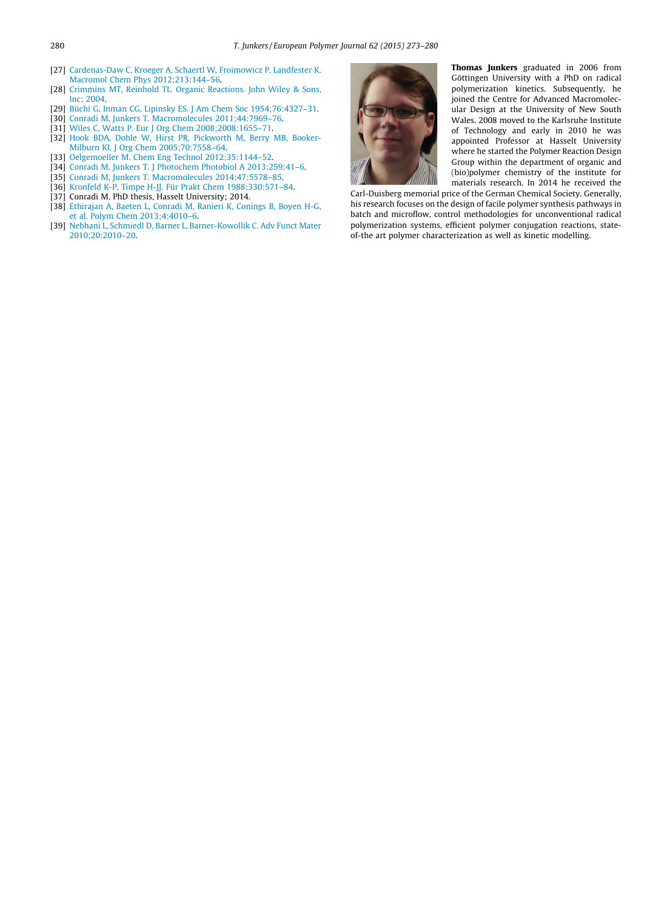[27] Cardenas-Daw C, Kroeger A, Schaertl W, Froimowicz P, Landfester K. Macromol Chem Phys 2012;213:144–56.
[28] Crimmins MT, Reinhold TL. Organic Reactions. John Wiley & Sons, Inc; 2004.
[29] Büchi G, Inman CG, Lipinsky ES. J Am Chem Soc 1954;76:4327–31.
[30] Conradi M, Junkers T. Macromolecules 2011;44:7969–76.
[31] Wiles C, Watts P. Eur J Org Chem 2008;2008:1655–71.
[32] Hook BDA, Dohle W, Hirst PR, Pickworth M, Berry MB, Booker-Milburn KI. J Org Chem 2005;70:7558–64.
[33] Oelgemoeller M. Chem Eng Technol 2012;35:1144–52.
[34] Conradi M, Junkers T. J Photochem Photobiol A 2013;259:41–6.
[35] Conradi M, Junkers T. Macromolecules 2014;47:5578–85.
[36] Kronfeld K-P, Timpe H-JJ. Für Prakt Chem 1988;330:571–84.
[37] Conradi M. PhD thesis, Hasselt University; 2014.
[38] Ethirajan A, Baeten L, Conradi M, Ranieri K, Conings B, Boyen H-G, et al. Polym Chem 2013;4:4010–6.
[39] Nebhani L, Schmiedl D, Barner L, Barner-Kowollik C. Adv Funct Mater 2010;20:2010–20.

**Thomas Junkers** graduated in 2006 from Göttingen University with a PhD on radical polymerization kinetics. Subsequently, he joined the Centre for Advanced Macromolecular Design at the University of New South Wales. 2008 moved to the Karlsruhe Institute of Technology and early in 2010 he was appointed Professor at Hasselt University where he started the Polymer Reaction Design Group within the department of organic and (bio)polymer chemistry of the institute for materials research. In 2014 he received the Carl-Duisberg memorial price of the German Chemical Society. Generally, his research focuses on the design of facile polymer synthesis pathways in batch and microflow, control methodologies for unconventional radical polymerization systems, efficient polymer conjugation reactions, state-of-the art polymer characterization as well as kinetic modelling.